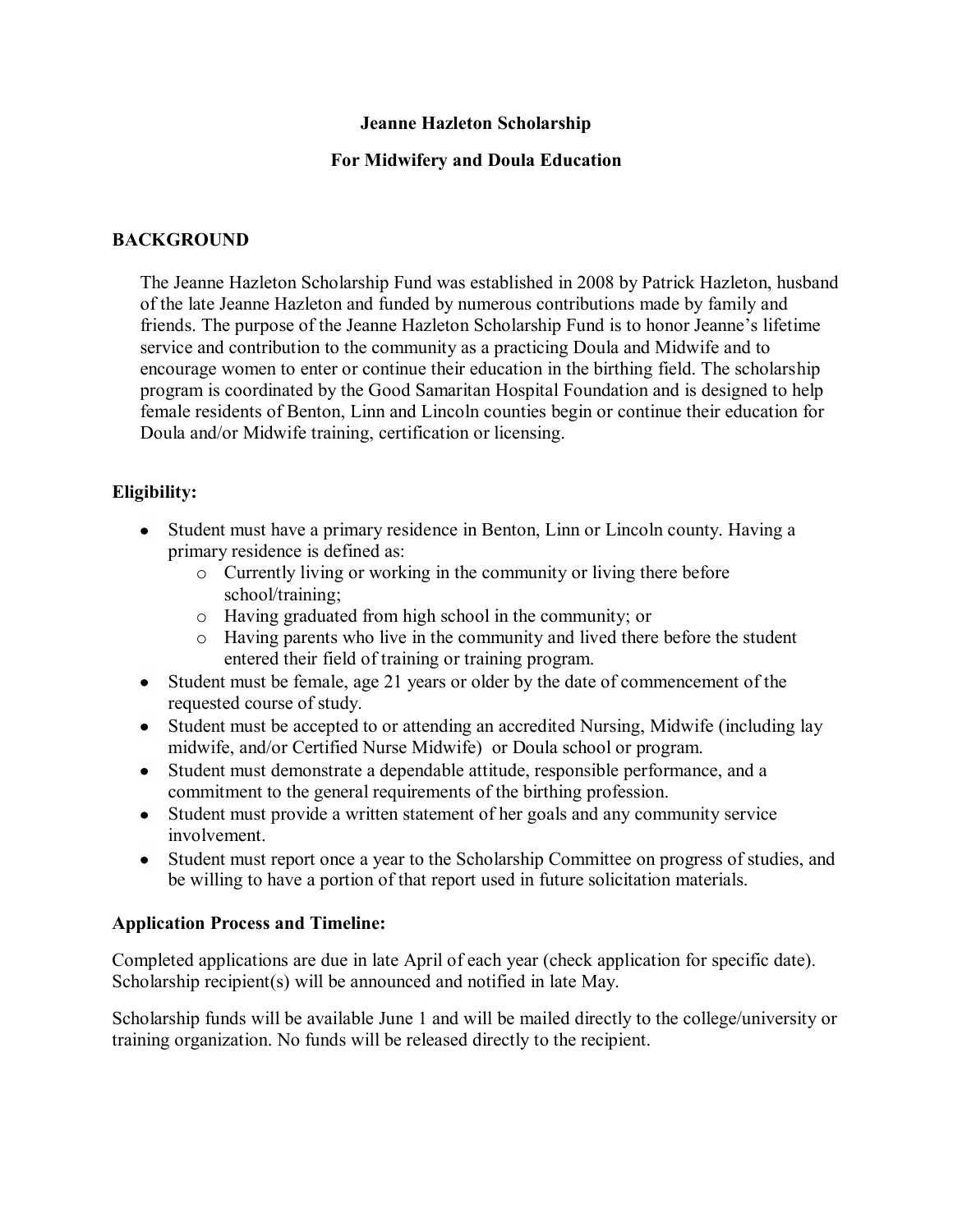# Jeanne Hazleton Scholarship

## For Midwifery and Doula Education

### BACKGROUND

The Jeanne Hazleton Scholarship Fund was established in 2008 by Patrick Hazleton, husband of the late Jeanne Hazleton and funded by numerous contributions made by family and friends. The purpose of the Jeanne Hazleton Scholarship Fund is to honor Jeanne's lifetime service and contribution to the community as a practicing Doula and Midwife and to encourage women to enter or continue their education in the birthing field. The scholarship program is coordinated by the Good Samaritan Hospital Foundation and is designed to help female residents of Benton, Linn and Lincoln counties begin or continue their education for Doula and/or Midwife training, certification or licensing.

### Eligibility:

- Student must have a primary residence in Benton, Linn or Lincoln county. Having a primary residence is defined as:
  - Currently living or working in the community or living there before school/training;
  - Having graduated from high school in the community; or
  - Having parents who live in the community and lived there before the student entered their field of training or training program.
- Student must be female, age 21 years or older by the date of commencement of the requested course of study.
- Student must be accepted to or attending an accredited Nursing, Midwife (including lay midwife, and/or Certified Nurse Midwife) or Doula school or program.
- Student must demonstrate a dependable attitude, responsible performance, and a commitment to the general requirements of the birthing profession.
- Student must provide a written statement of her goals and any community service involvement.
- Student must report once a year to the Scholarship Committee on progress of studies, and be willing to have a portion of that report used in future solicitation materials.

### Application Process and Timeline:

Completed applications are due in late April of each year (check application for specific date). Scholarship recipient(s) will be announced and notified in late May.

Scholarship funds will be available June 1 and will be mailed directly to the college/university or training organization. No funds will be released directly to the recipient.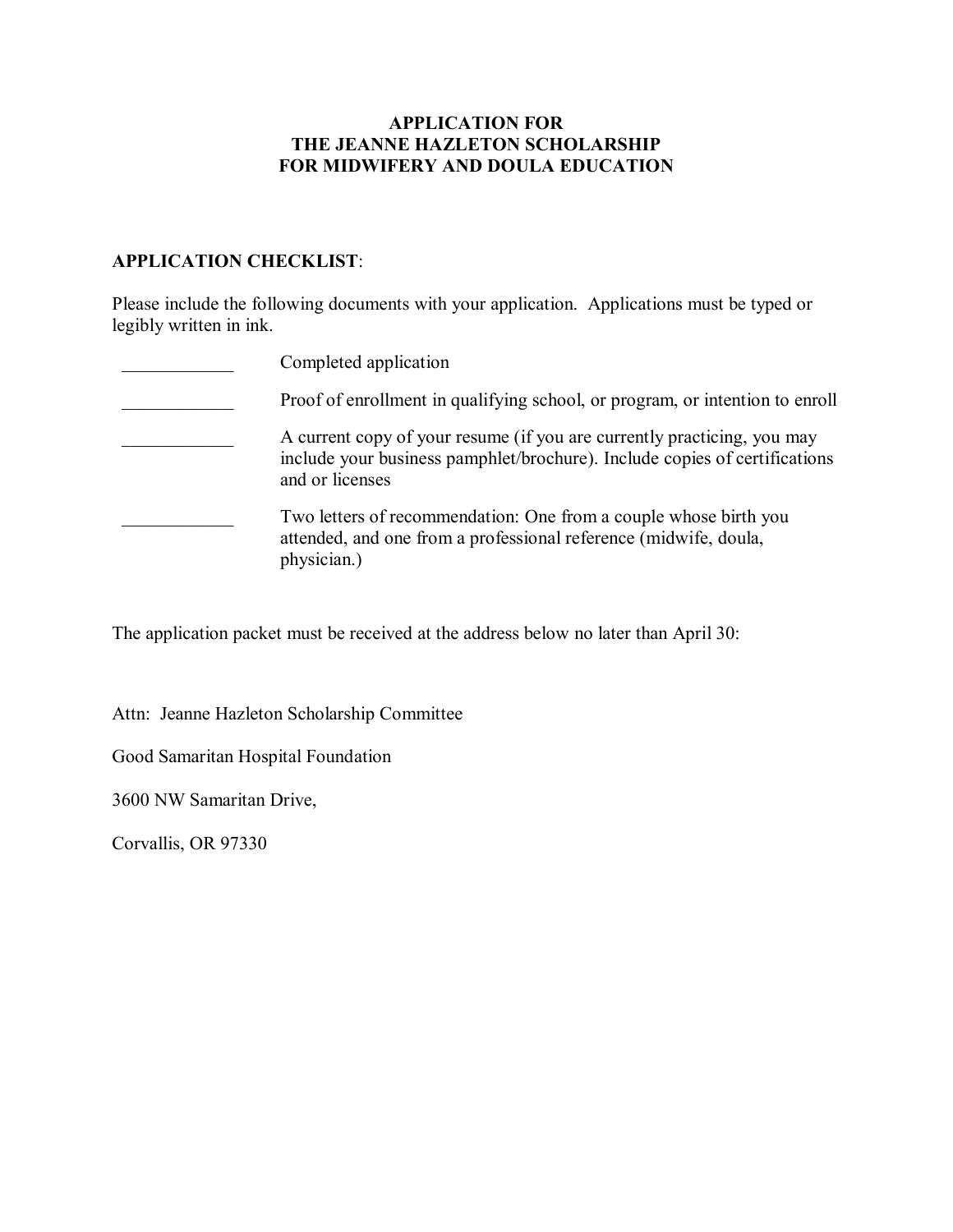**APPLICATION FOR**
**THE JEANNE HAZLETON SCHOLARSHIP**
**FOR MIDWIFERY AND DOULA EDUCATION**

**APPLICATION CHECKLIST**:

Please include the following documents with your application. Applications must be typed or legibly written in ink.

____________ Completed application

____________ Proof of enrollment in qualifying school, or program, or intention to enroll

____________ A current copy of your resume (if you are currently practicing, you may include your business pamphlet/brochure). Include copies of certifications and or licenses

____________ Two letters of recommendation: One from a couple whose birth you attended, and one from a professional reference (midwife, doula, physician.)

The application packet must be received at the address below no later than April 30:

Attn: Jeanne Hazleton Scholarship Committee

Good Samaritan Hospital Foundation

3600 NW Samaritan Drive,

Corvallis, OR 97330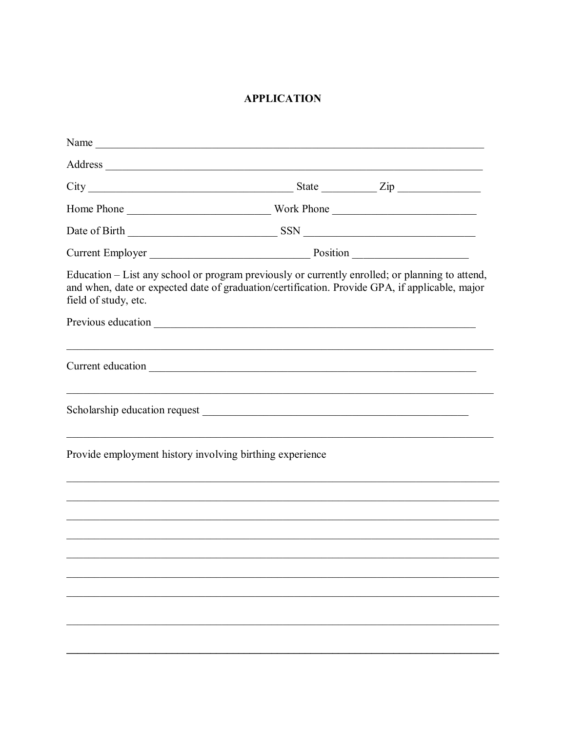# APPLICATION

Name ___________________________________________________________________________

Address _________________________________________________________________________

City _______________________________________ State __________ Zip _______________

Home Phone __________________________ Work Phone __________________________

Date of Birth ____________________________ SSN ________________________________

Current Employer _____________________________ Position _____________________

Education – List any school or program previously or currently enrolled; or planning to attend, and when, date or expected date of graduation/certification. Provide GPA, if applicable, major field of study, etc.

Previous education _____________________________________________________________

_________________________________________________________________________________

Current education ______________________________________________________________

_________________________________________________________________________________

Scholarship education request __________________________________________________

_________________________________________________________________________________

Provide employment history involving birthing experience

_________________________________________________________________________________

_________________________________________________________________________________

_________________________________________________________________________________

_________________________________________________________________________________

_________________________________________________________________________________

_________________________________________________________________________________

_________________________________________________________________________________

_________________________________________________________________________________

_________________________________________________________________________________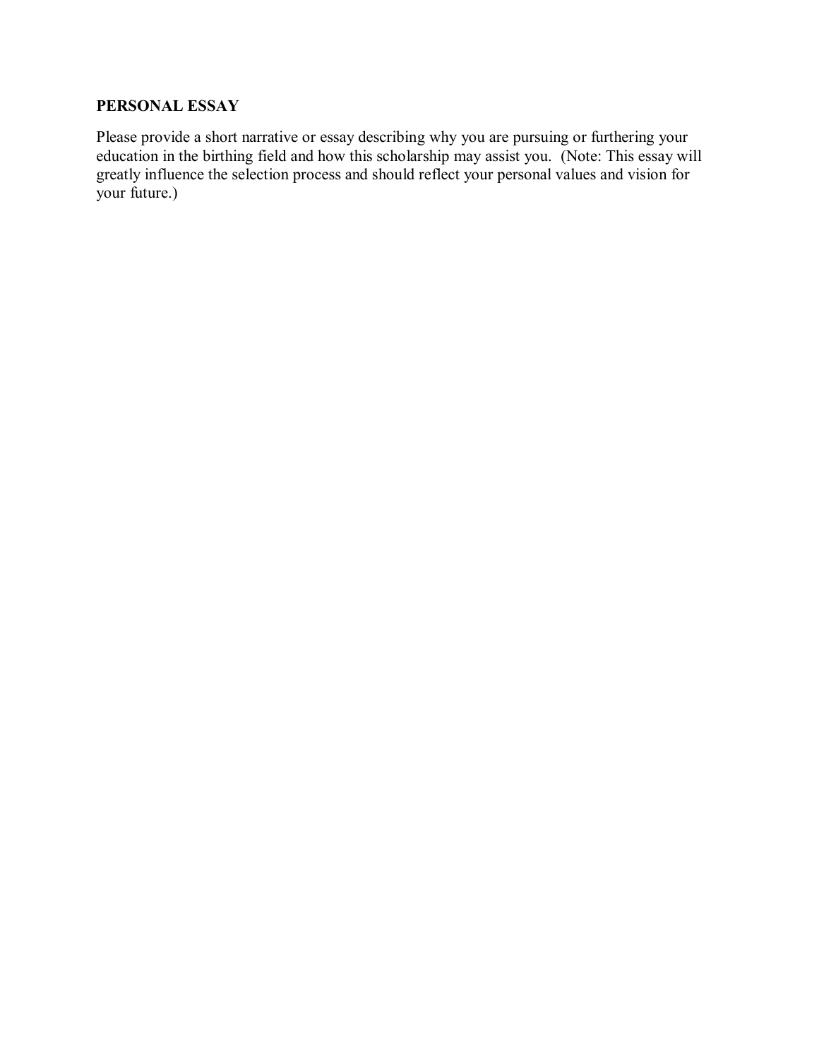**PERSONAL ESSAY**

Please provide a short narrative or essay describing why you are pursuing or furthering your education in the birthing field and how this scholarship may assist you. (Note: This essay will greatly influence the selection process and should reflect your personal values and vision for your future.)